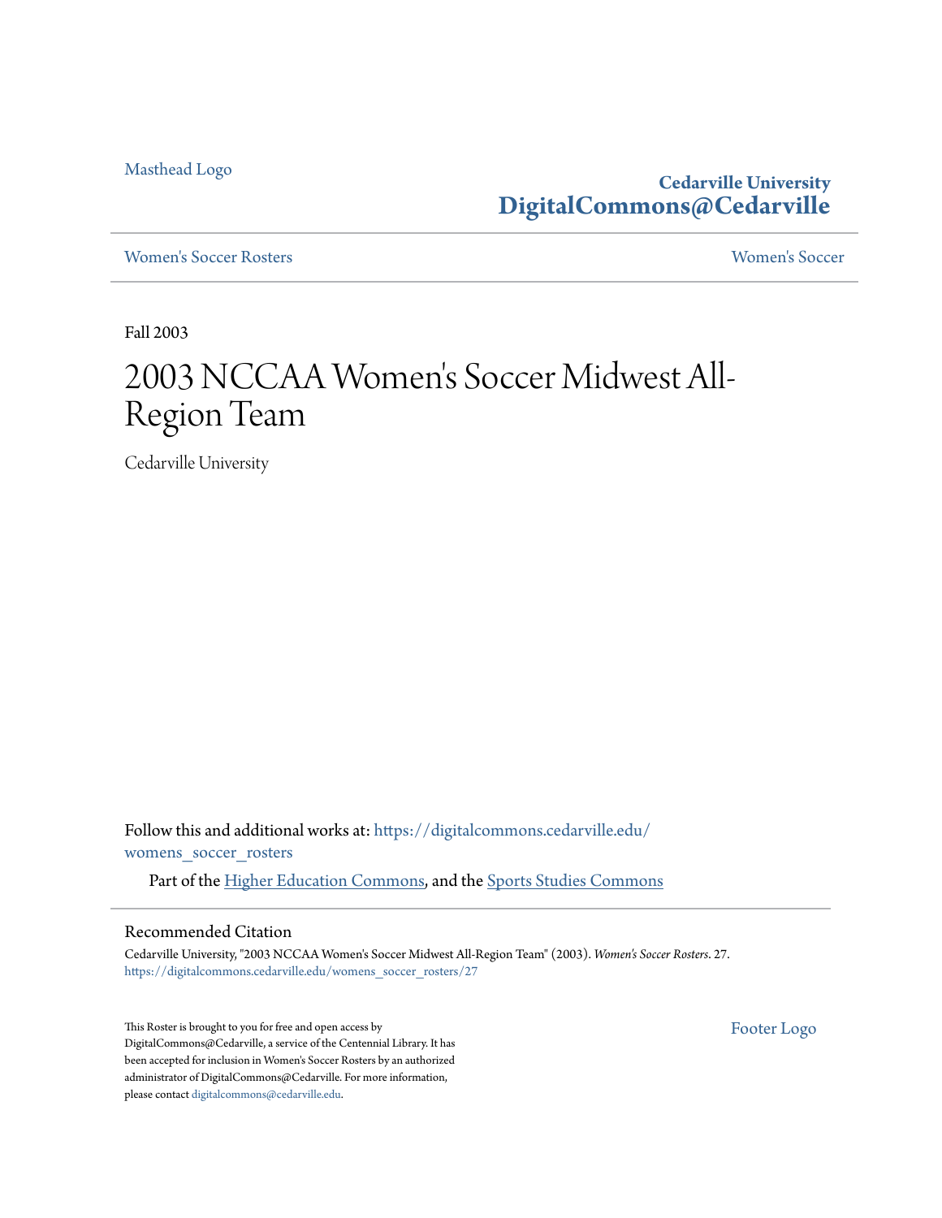Masthead Logo

**Cedarville University**
**DigitalCommons@Cedarville**

Women's Soccer Rosters | Women's Soccer

Fall 2003

# 2003 NCCAA Women's Soccer Midwest All-Region Team

Cedarville University

Follow this and additional works at: https://digitalcommons.cedarville.edu/womens_soccer_rosters

Part of the Higher Education Commons, and the Sports Studies Commons

## Recommended Citation

Cedarville University, "2003 NCCAA Women's Soccer Midwest All-Region Team" (2003). *Women's Soccer Rosters*. 27.
https://digitalcommons.cedarville.edu/womens_soccer_rosters/27

This Roster is brought to you for free and open access by DigitalCommons@Cedarville, a service of the Centennial Library. It has been accepted for inclusion in Women's Soccer Rosters by an authorized administrator of DigitalCommons@Cedarville. For more information, please contact digitalcommons@cedarville.edu.

Footer Logo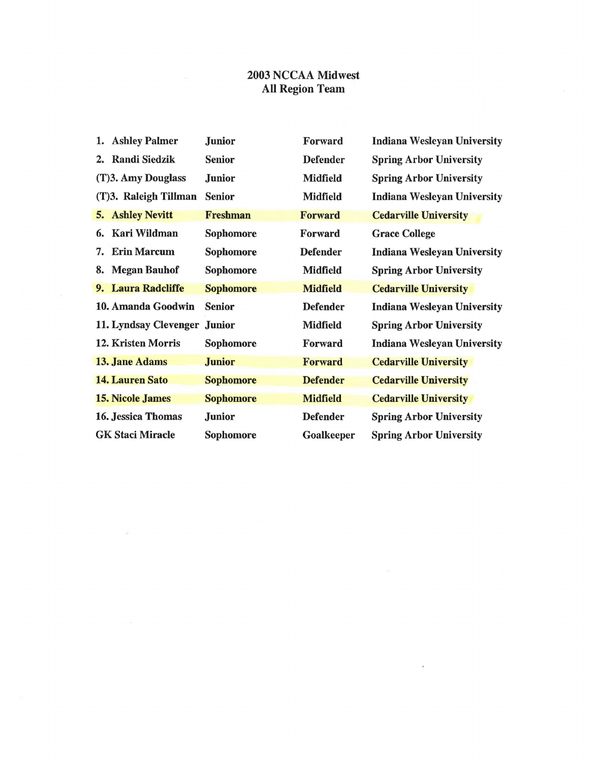# 2003 NCCAA Midwest
## All Region Team

| | | | |
|---|---|---|---|
| 1. Ashley Palmer | Junior | Forward | Indiana Wesleyan University |
| 2. Randi Siedzik | Senior | Defender | Spring Arbor University |
| (T)3. Amy Douglass | Junior | Midfield | Spring Arbor University |
| (T)3. Raleigh Tillman | Senior | Midfield | Indiana Wesleyan University |
| 5. Ashley Nevitt | Freshman | Forward | Cedarville University |
| 6. Kari Wildman | Sophomore | Forward | Grace College |
| 7. Erin Marcum | Sophomore | Defender | Indiana Wesleyan University |
| 8. Megan Bauhof | Sophomore | Midfield | Spring Arbor University |
| 9. Laura Radcliffe | Sophomore | Midfield | Cedarville University |
| 10. Amanda Goodwin | Senior | Defender | Indiana Wesleyan University |
| 11. Lyndsay Clevenger | Junior | Midfield | Spring Arbor University |
| 12. Kristen Morris | Sophomore | Forward | Indiana Wesleyan University |
| 13. Jane Adams | Junior | Forward | Cedarville University |
| 14. Lauren Sato | Sophomore | Defender | Cedarville University |
| 15. Nicole James | Sophomore | Midfield | Cedarville University |
| 16. Jessica Thomas | Junior | Defender | Spring Arbor University |
| GK Staci Miracle | Sophomore | Goalkeeper | Spring Arbor University |